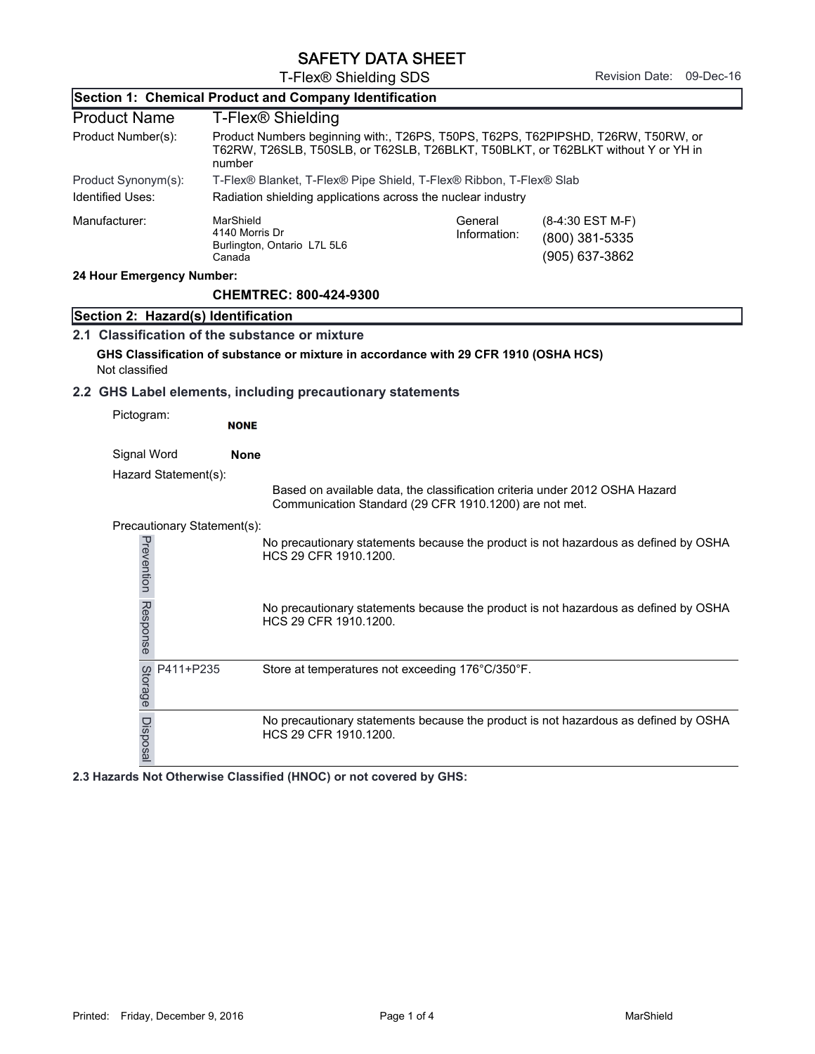# SAFETY DATA SHEET

T-Flex® Shielding SDS

Revision Date: 09-Dec-16

## Section 1: Chemical Product and Company Identification

| | |
|---|---|
| **Product Name** | T-Flex® Shielding |
| Product Number(s): | Product Numbers beginning with:, T26PS, T50PS, T62PS, T62PIPSHD, T26RW, T50RW, or T62RW, T26SLB, T50SLB, or T62SLB, T26BLKT, T50BLKT, or T62BLKT without Y or YH in number |
| Product Synonym(s): | T-Flex® Blanket, T-Flex® Pipe Shield, T-Flex® Ribbon, T-Flex® Slab |
| Identified Uses: | Radiation shielding applications across the nuclear industry |

| | | | |
|---|---|---|---|
| Manufacturer: | MarShield<br>4140 Morris Dr<br>Burlington, Ontario L7L 5L6<br>Canada | General Information: | (8-4:30 EST M-F)<br>(800) 381-5335<br>(905) 637-3862 |

**24 Hour Emergency Number:**

**CHEMTREC: 800-424-9300**

## Section 2: Hazard(s) Identification

### 2.1 Classification of the substance or mixture

**GHS Classification of substance or mixture in accordance with 29 CFR 1910 (OSHA HCS)**

Not classified

### 2.2 GHS Label elements, including precautionary statements

Pictogram: **NONE**

Signal Word **None**

Hazard Statement(s):

Based on available data, the classification criteria under 2012 OSHA Hazard Communication Standard (29 CFR 1910.1200) are not met.

Precautionary Statement(s):

| | | |
|---|---|---|
| Prevention | | No precautionary statements because the product is not hazardous as defined by OSHA HCS 29 CFR 1910.1200. |
| Response | | No precautionary statements because the product is not hazardous as defined by OSHA HCS 29 CFR 1910.1200. |
| Storage | P411+P235 | Store at temperatures not exceeding 176°C/350°F. |
| Disposal | | No precautionary statements because the product is not hazardous as defined by OSHA HCS 29 CFR 1910.1200. |

**2.3 Hazards Not Otherwise Classified (HNOC) or not covered by GHS:**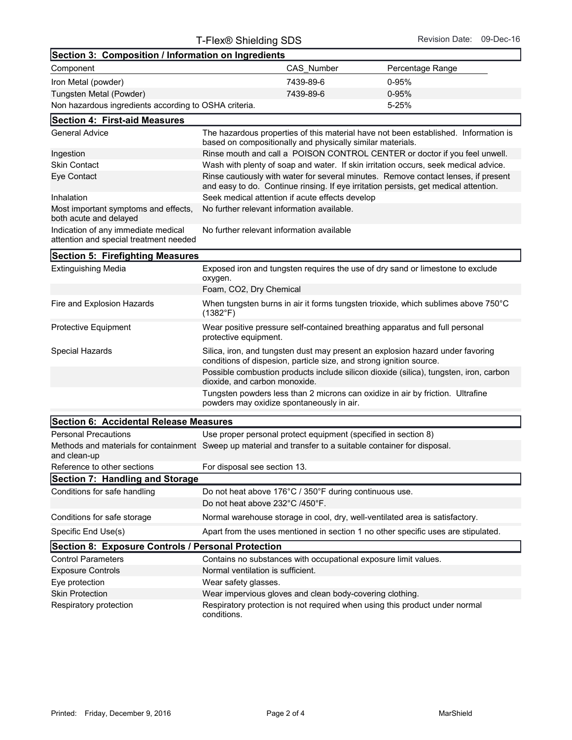## Section 3: Composition / Information on Ingredients

| Component | CAS_Number | Percentage Range |
| --- | --- | --- |
| Iron Metal (powder) | 7439-89-6 | 0-95% |
| Tungsten Metal (Powder) | 7439-89-6 | 0-95% |
| Non hazardous ingredients according to OSHA criteria. | | 5-25% |

## Section 4: First-aid Measures

| | |
| --- | --- |
| General Advice | The hazardous properties of this material have not been established. Information is based on compositionally and physically similar materials. |
| Ingestion | Rinse mouth and call a POISON CONTROL CENTER or doctor if you feel unwell. |
| Skin Contact | Wash with plenty of soap and water. If skin irritation occurs, seek medical advice. |
| Eye Contact | Rinse cautiously with water for several minutes. Remove contact lenses, if present and easy to do. Continue rinsing. If eye irritation persists, get medical attention. |
| Inhalation | Seek medical attention if acute effects develop |
| Most important symptoms and effects, both acute and delayed | No further relevant information available. |
| Indication of any immediate medical attention and special treatment needed | No further relevant information available |

## Section 5: Firefighting Measures

| | |
| --- | --- |
| Extinguishing Media | Exposed iron and tungsten requires the use of dry sand or limestone to exclude oxygen. |
| | Foam, CO2, Dry Chemical |
| Fire and Explosion Hazards | When tungsten burns in air it forms tungsten trioxide, which sublimes above 750°C (1382°F) |
| Protective Equipment | Wear positive pressure self-contained breathing apparatus and full personal protective equipment. |
| Special Hazards | Silica, iron, and tungsten dust may present an explosion hazard under favoring conditions of dispesion, particle size, and strong ignition source. |
| | Possible combustion products include silicon dioxide (silica), tungsten, iron, carbon dioxide, and carbon monoxide. |
| | Tungsten powders less than 2 microns can oxidize in air by friction. Ultrafine powders may oxidize spontaneously in air. |

## Section 6: Accidental Release Measures

| | |
| --- | --- |
| Personal Precautions | Use proper personal protect equipment (specified in section 8) |
| Methods and materials for containment and clean-up | Sweep up material and transfer to a suitable container for disposal. |
| Reference to other sections | For disposal see section 13. |

## Section 7: Handling and Storage

| | |
| --- | --- |
| Conditions for safe handling | Do not heat above 176°C / 350°F during continuous use. |
| | Do not heat above 232°C /450°F. |
| Conditions for safe storage | Normal warehouse storage in cool, dry, well-ventilated area is satisfactory. |
| Specific End Use(s) | Apart from the uses mentioned in section 1 no other specific uses are stipulated. |

## Section 8: Exposure Controls / Personal Protection

| | |
| --- | --- |
| Control Parameters | Contains no substances with occupational exposure limit values. |
| Exposure Controls | Normal ventilation is sufficient. |
| Eye protection | Wear safety glasses. |
| Skin Protection | Wear impervious gloves and clean body-covering clothing. |
| Respiratory protection | Respiratory protection is not required when using this product under normal conditions. |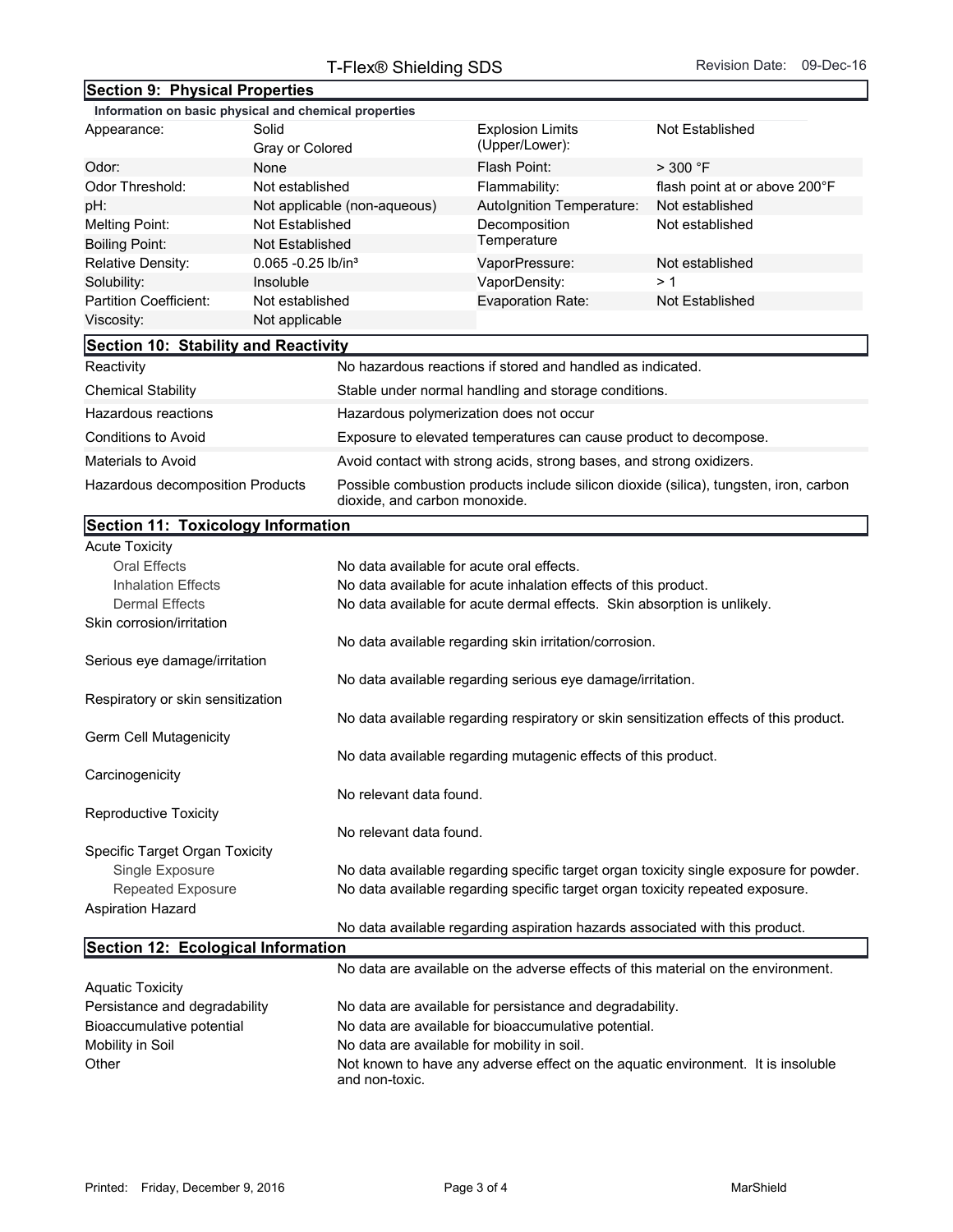## Section 9: Physical Properties

**Information on basic physical and chemical properties**

| | | | |
|---|---|---|---|
| Appearance: | Solid<br>Gray or Colored | Explosion Limits (Upper/Lower): | Not Established |
| Odor: | None | Flash Point: | > 300 °F |
| Odor Threshold: | Not established | Flammability: | flash point at or above 200°F |
| pH: | Not applicable (non-aqueous) | AutoIgnition Temperature: | Not established |
| Melting Point: | Not Established | Decomposition Temperature | Not established |
| Boiling Point: | Not Established | | |
| Relative Density: | 0.065 -0.25 lb/in³ | VaporPressure: | Not established |
| Solubility: | Insoluble | VaporDensity: | > 1 |
| Partition Coefficient: | Not established | Evaporation Rate: | Not Established |
| Viscosity: | Not applicable | | |

## Section 10: Stability and Reactivity

| | |
|---|---|
| Reactivity | No hazardous reactions if stored and handled as indicated. |
| Chemical Stability | Stable under normal handling and storage conditions. |
| Hazardous reactions | Hazardous polymerization does not occur |
| Conditions to Avoid | Exposure to elevated temperatures can cause product to decompose. |
| Materials to Avoid | Avoid contact with strong acids, strong bases, and strong oxidizers. |
| Hazardous decomposition Products | Possible combustion products include silicon dioxide (silica), tungsten, iron, carbon dioxide, and carbon monoxide. |

## Section 11: Toxicology Information

**Acute Toxicity**

- Oral Effects: No data available for acute oral effects.
- Inhalation Effects: No data available for acute inhalation effects of this product.
- Dermal Effects: No data available for acute dermal effects. Skin absorption is unlikely.

**Skin corrosion/irritation**

No data available regarding skin irritation/corrosion.

**Serious eye damage/irritation**

No data available regarding serious eye damage/irritation.

**Respiratory or skin sensitization**

No data available regarding respiratory or skin sensitization effects of this product.

**Germ Cell Mutagenicity**

No data available regarding mutagenic effects of this product.

**Carcinogenicity**

No relevant data found.

**Reproductive Toxicity**

No relevant data found.

**Specific Target Organ Toxicity**

- Single Exposure: No data available regarding specific target organ toxicity single exposure for powder.
- Repeated Exposure: No data available regarding specific target organ toxicity repeated exposure.

**Aspiration Hazard**

No data available regarding aspiration hazards associated with this product.

## Section 12: Ecological Information

No data are available on the adverse effects of this material on the environment.

| | |
|---|---|
| Aquatic Toxicity | |
| Persistance and degradability | No data are available for persistance and degradability. |
| Bioaccumulative potential | No data are available for bioaccumulative potential. |
| Mobility in Soil | No data are available for mobility in soil. |
| Other | Not known to have any adverse effect on the aquatic environment. It is insoluble and non-toxic. |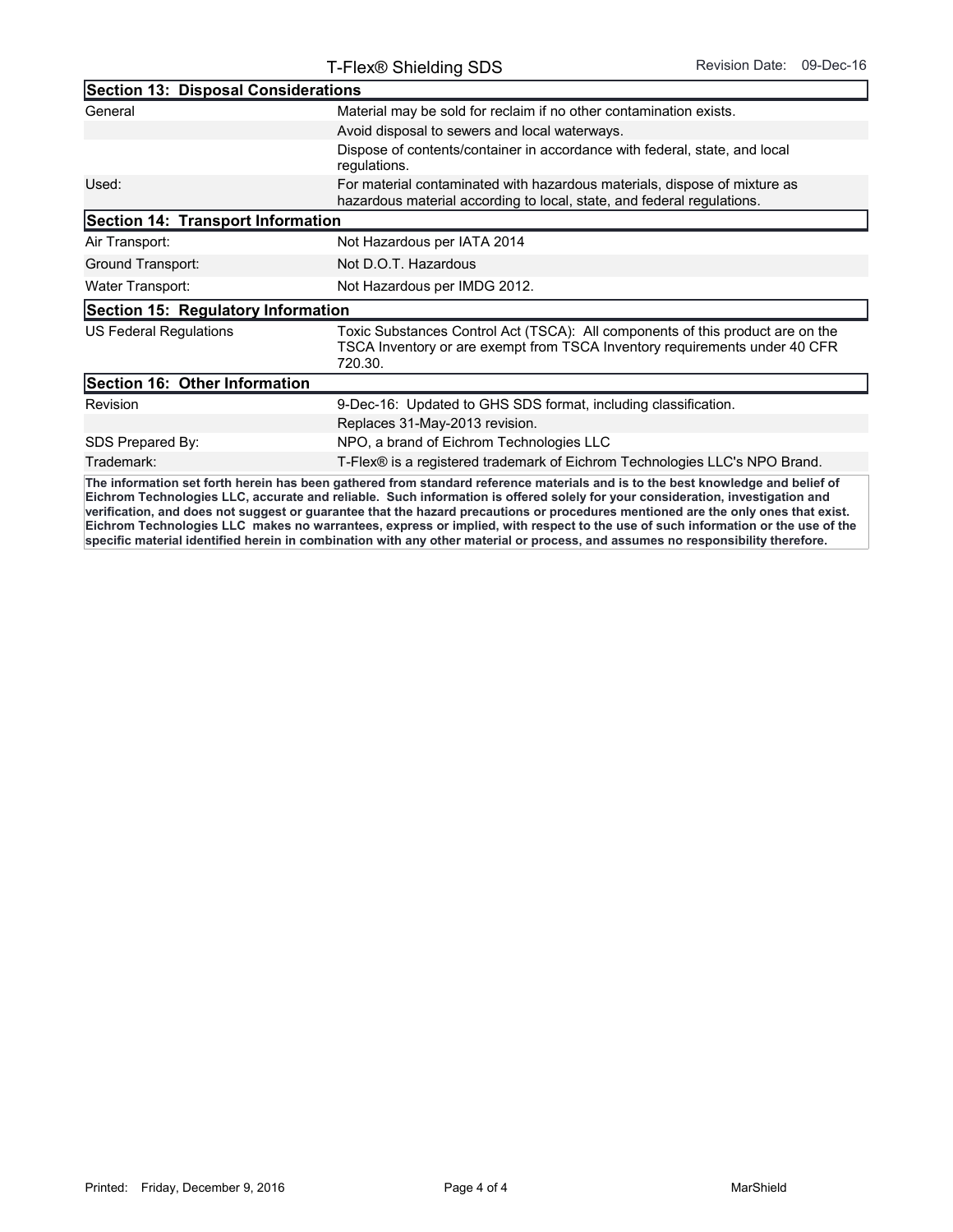## Section 13: Disposal Considerations

| | |
|---|---|
| General | Material may be sold for reclaim if no other contamination exists. |
| | Avoid disposal to sewers and local waterways. |
| | Dispose of contents/container in accordance with federal, state, and local regulations. |
| Used: | For material contaminated with hazardous materials, dispose of mixture as hazardous material according to local, state, and federal regulations. |

## Section 14: Transport Information

| | |
|---|---|
| Air Transport: | Not Hazardous per IATA 2014 |
| Ground Transport: | Not D.O.T. Hazardous |
| Water Transport: | Not Hazardous per IMDG 2012. |

## Section 15: Regulatory Information

| | |
|---|---|
| US Federal Regulations | Toxic Substances Control Act (TSCA): All components of this product are on the TSCA Inventory or are exempt from TSCA Inventory requirements under 40 CFR 720.30. |

## Section 16: Other Information

| | |
|---|---|
| Revision | 9-Dec-16: Updated to GHS SDS format, including classification. |
| | Replaces 31-May-2013 revision. |
| SDS Prepared By: | NPO, a brand of Eichrom Technologies LLC |
| Trademark: | T-Flex® is a registered trademark of Eichrom Technologies LLC's NPO Brand. |

**The information set forth herein has been gathered from standard reference materials and is to the best knowledge and belief of Eichrom Technologies LLC, accurate and reliable. Such information is offered solely for your consideration, investigation and verification, and does not suggest or guarantee that the hazard precautions or procedures mentioned are the only ones that exist. Eichrom Technologies LLC makes no warrantees, express or implied, with respect to the use of such information or the use of the specific material identified herein in combination with any other material or process, and assumes no responsibility therefore.**